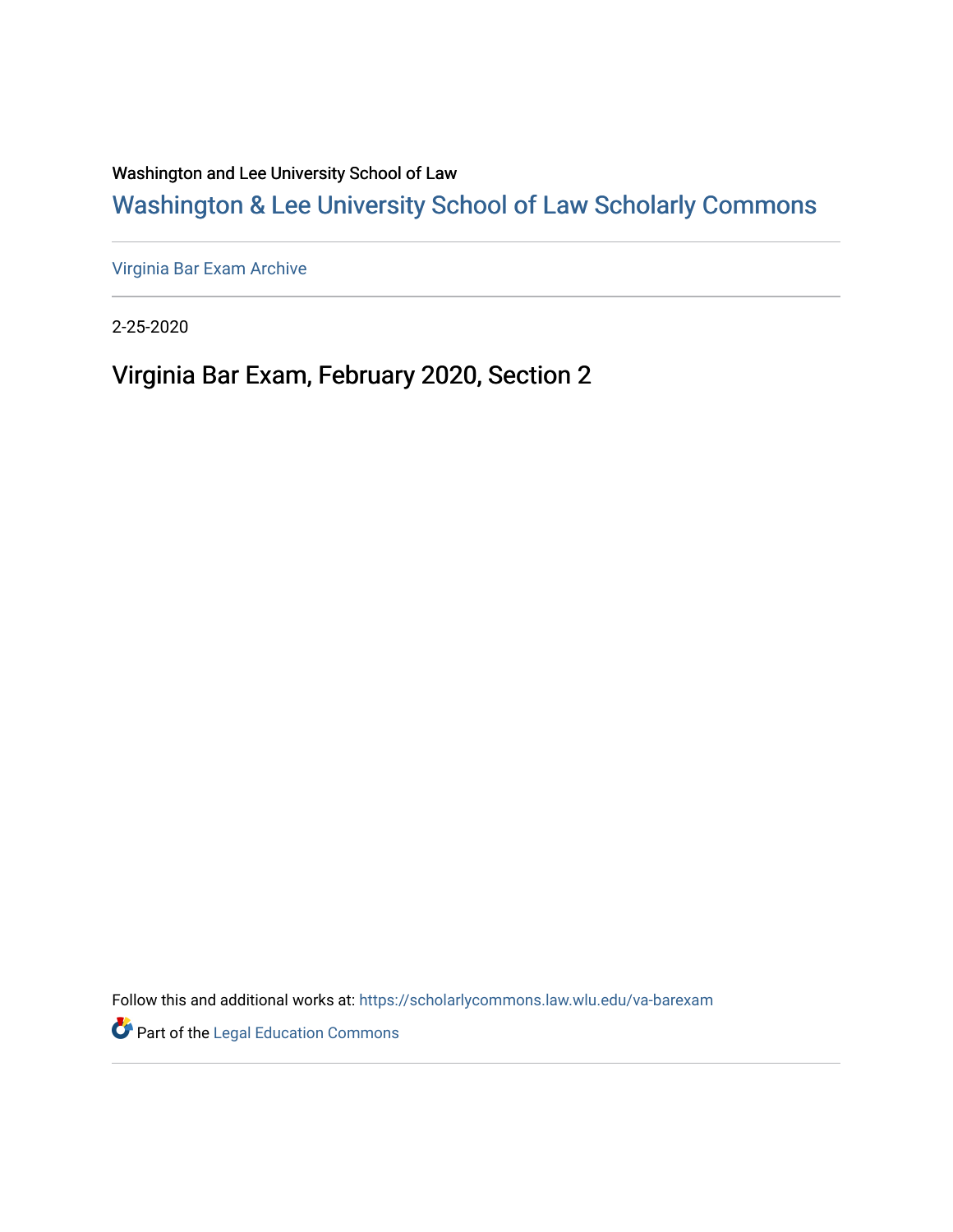Washington and Lee University School of Law

# Washington & Lee University School of Law Scholarly Commons

Virginia Bar Exam Archive

2-25-2020

## Virginia Bar Exam, February 2020, Section 2

Follow this and additional works at: https://scholarlycommons.law.wlu.edu/va-barexam

Part of the Legal Education Commons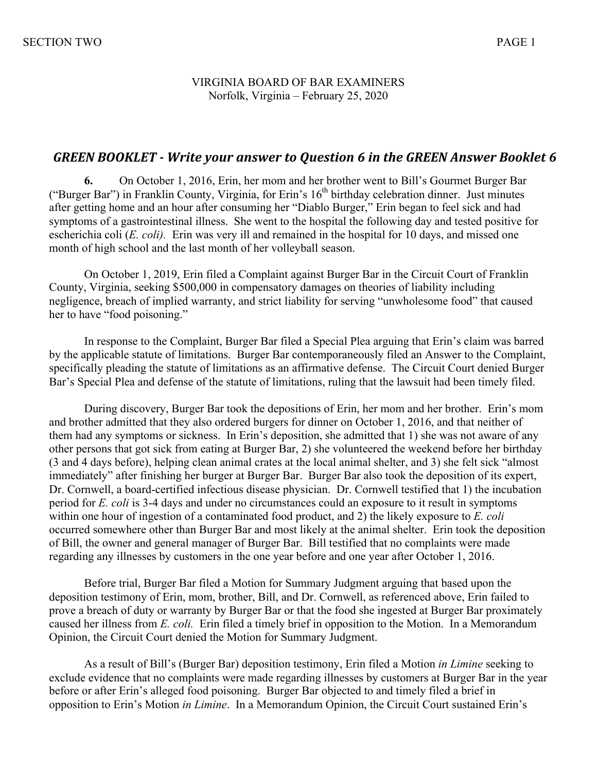VIRGINIA BOARD OF BAR EXAMINERS
Norfolk, Virginia – February 25, 2020

## *GREEN BOOKLET - Write your answer to Question 6 in the GREEN Answer Booklet 6*

**6.** On October 1, 2016, Erin, her mom and her brother went to Bill's Gourmet Burger Bar ("Burger Bar") in Franklin County, Virginia, for Erin's 16th birthday celebration dinner. Just minutes after getting home and an hour after consuming her "Diablo Burger," Erin began to feel sick and had symptoms of a gastrointestinal illness. She went to the hospital the following day and tested positive for escherichia coli (*E. coli).* Erin was very ill and remained in the hospital for 10 days, and missed one month of high school and the last month of her volleyball season.

On October 1, 2019, Erin filed a Complaint against Burger Bar in the Circuit Court of Franklin County, Virginia, seeking $500,000 in compensatory damages on theories of liability including negligence, breach of implied warranty, and strict liability for serving "unwholesome food" that caused her to have "food poisoning."

In response to the Complaint, Burger Bar filed a Special Plea arguing that Erin's claim was barred by the applicable statute of limitations. Burger Bar contemporaneously filed an Answer to the Complaint, specifically pleading the statute of limitations as an affirmative defense. The Circuit Court denied Burger Bar's Special Plea and defense of the statute of limitations, ruling that the lawsuit had been timely filed.

During discovery, Burger Bar took the depositions of Erin, her mom and her brother. Erin's mom and brother admitted that they also ordered burgers for dinner on October 1, 2016, and that neither of them had any symptoms or sickness. In Erin's deposition, she admitted that 1) she was not aware of any other persons that got sick from eating at Burger Bar, 2) she volunteered the weekend before her birthday (3 and 4 days before), helping clean animal crates at the local animal shelter, and 3) she felt sick "almost immediately" after finishing her burger at Burger Bar. Burger Bar also took the deposition of its expert, Dr. Cornwell, a board-certified infectious disease physician. Dr. Cornwell testified that 1) the incubation period for *E. coli* is 3-4 days and under no circumstances could an exposure to it result in symptoms within one hour of ingestion of a contaminated food product, and 2) the likely exposure to *E. coli* occurred somewhere other than Burger Bar and most likely at the animal shelter. Erin took the deposition of Bill, the owner and general manager of Burger Bar. Bill testified that no complaints were made regarding any illnesses by customers in the one year before and one year after October 1, 2016.

Before trial, Burger Bar filed a Motion for Summary Judgment arguing that based upon the deposition testimony of Erin, mom, brother, Bill, and Dr. Cornwell, as referenced above, Erin failed to prove a breach of duty or warranty by Burger Bar or that the food she ingested at Burger Bar proximately caused her illness from *E. coli.* Erin filed a timely brief in opposition to the Motion. In a Memorandum Opinion, the Circuit Court denied the Motion for Summary Judgment.

As a result of Bill's (Burger Bar) deposition testimony, Erin filed a Motion *in Limine* seeking to exclude evidence that no complaints were made regarding illnesses by customers at Burger Bar in the year before or after Erin's alleged food poisoning. Burger Bar objected to and timely filed a brief in opposition to Erin's Motion *in Limine*. In a Memorandum Opinion, the Circuit Court sustained Erin's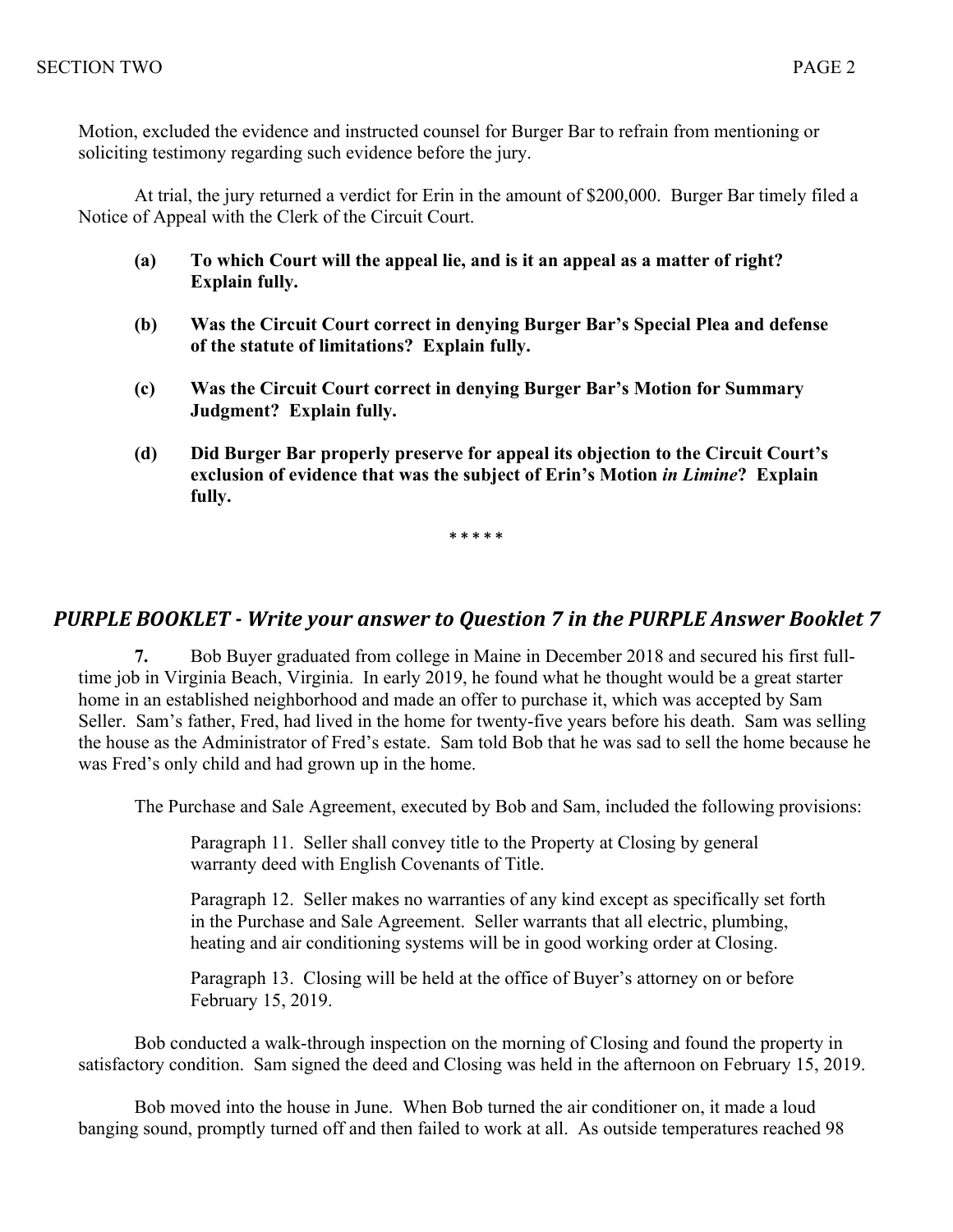Motion, excluded the evidence and instructed counsel for Burger Bar to refrain from mentioning or soliciting testimony regarding such evidence before the jury.

At trial, the jury returned a verdict for Erin in the amount of $200,000. Burger Bar timely filed a Notice of Appeal with the Clerk of the Circuit Court.

- **(a) To which Court will the appeal lie, and is it an appeal as a matter of right? Explain fully.**

- **(b) Was the Circuit Court correct in denying Burger Bar's Special Plea and defense of the statute of limitations? Explain fully.**

- **(c) Was the Circuit Court correct in denying Burger Bar's Motion for Summary Judgment? Explain fully.**

- **(d) Did Burger Bar properly preserve for appeal its objection to the Circuit Court's exclusion of evidence that was the subject of Erin's Motion *in Limine*? Explain fully.**

\* \* \* \* \*

## *PURPLE BOOKLET - Write your answer to Question 7 in the PURPLE Answer Booklet 7*

**7.** Bob Buyer graduated from college in Maine in December 2018 and secured his first full-time job in Virginia Beach, Virginia. In early 2019, he found what he thought would be a great starter home in an established neighborhood and made an offer to purchase it, which was accepted by Sam Seller. Sam's father, Fred, had lived in the home for twenty-five years before his death. Sam was selling the house as the Administrator of Fred's estate. Sam told Bob that he was sad to sell the home because he was Fred's only child and had grown up in the home.

The Purchase and Sale Agreement, executed by Bob and Sam, included the following provisions:

> Paragraph 11. Seller shall convey title to the Property at Closing by general warranty deed with English Covenants of Title.
>
> Paragraph 12. Seller makes no warranties of any kind except as specifically set forth in the Purchase and Sale Agreement. Seller warrants that all electric, plumbing, heating and air conditioning systems will be in good working order at Closing.
>
> Paragraph 13. Closing will be held at the office of Buyer's attorney on or before February 15, 2019.

Bob conducted a walk-through inspection on the morning of Closing and found the property in satisfactory condition. Sam signed the deed and Closing was held in the afternoon on February 15, 2019.

Bob moved into the house in June. When Bob turned the air conditioner on, it made a loud banging sound, promptly turned off and then failed to work at all. As outside temperatures reached 98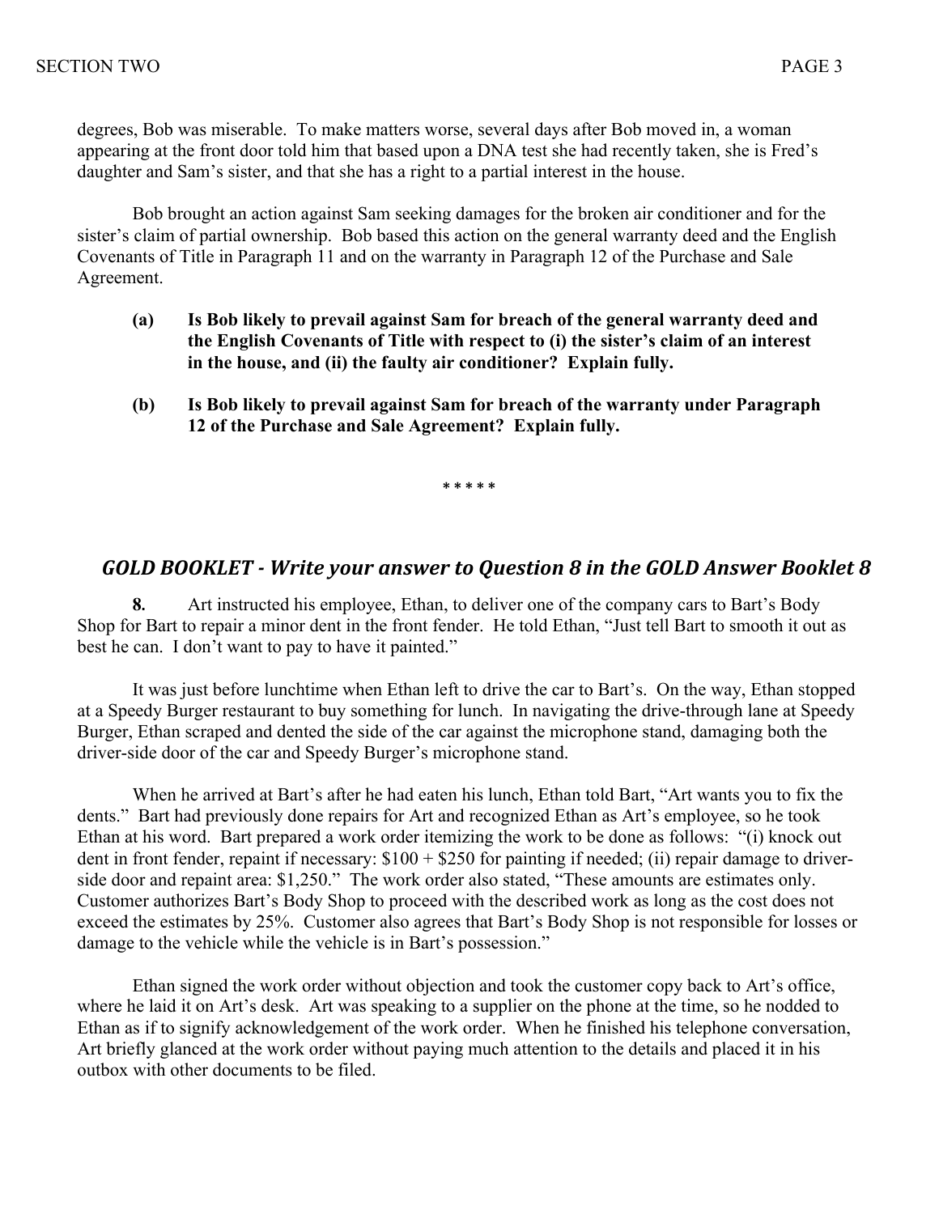degrees, Bob was miserable. To make matters worse, several days after Bob moved in, a woman appearing at the front door told him that based upon a DNA test she had recently taken, she is Fred's daughter and Sam's sister, and that she has a right to a partial interest in the house.

Bob brought an action against Sam seeking damages for the broken air conditioner and for the sister's claim of partial ownership. Bob based this action on the general warranty deed and the English Covenants of Title in Paragraph 11 and on the warranty in Paragraph 12 of the Purchase and Sale Agreement.

**(a) Is Bob likely to prevail against Sam for breach of the general warranty deed and the English Covenants of Title with respect to (i) the sister's claim of an interest in the house, and (ii) the faulty air conditioner? Explain fully.**

**(b) Is Bob likely to prevail against Sam for breach of the warranty under Paragraph 12 of the Purchase and Sale Agreement? Explain fully.**

\* \* \* \* \*

## *GOLD BOOKLET - Write your answer to Question 8 in the GOLD Answer Booklet 8*

**8.** Art instructed his employee, Ethan, to deliver one of the company cars to Bart's Body Shop for Bart to repair a minor dent in the front fender. He told Ethan, "Just tell Bart to smooth it out as best he can. I don't want to pay to have it painted."

It was just before lunchtime when Ethan left to drive the car to Bart's. On the way, Ethan stopped at a Speedy Burger restaurant to buy something for lunch. In navigating the drive-through lane at Speedy Burger, Ethan scraped and dented the side of the car against the microphone stand, damaging both the driver-side door of the car and Speedy Burger's microphone stand.

When he arrived at Bart's after he had eaten his lunch, Ethan told Bart, "Art wants you to fix the dents." Bart had previously done repairs for Art and recognized Ethan as Art's employee, so he took Ethan at his word. Bart prepared a work order itemizing the work to be done as follows: "(i) knock out dent in front fender, repaint if necessary: $100 + $250 for painting if needed; (ii) repair damage to driver-side door and repaint area: $1,250." The work order also stated, "These amounts are estimates only. Customer authorizes Bart's Body Shop to proceed with the described work as long as the cost does not exceed the estimates by 25%. Customer also agrees that Bart's Body Shop is not responsible for losses or damage to the vehicle while the vehicle is in Bart's possession."

Ethan signed the work order without objection and took the customer copy back to Art's office, where he laid it on Art's desk. Art was speaking to a supplier on the phone at the time, so he nodded to Ethan as if to signify acknowledgement of the work order. When he finished his telephone conversation, Art briefly glanced at the work order without paying much attention to the details and placed it in his outbox with other documents to be filed.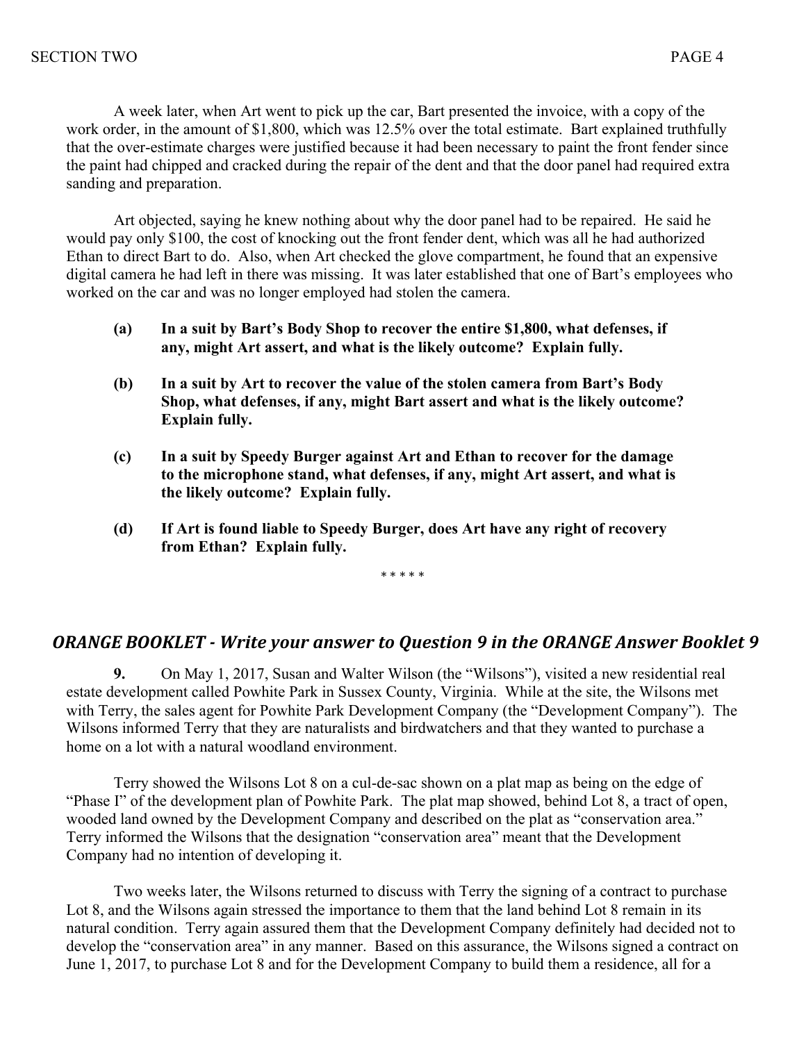A week later, when Art went to pick up the car, Bart presented the invoice, with a copy of the work order, in the amount of $1,800, which was 12.5% over the total estimate. Bart explained truthfully that the over-estimate charges were justified because it had been necessary to paint the front fender since the paint had chipped and cracked during the repair of the dent and that the door panel had required extra sanding and preparation.

Art objected, saying he knew nothing about why the door panel had to be repaired. He said he would pay only $100, the cost of knocking out the front fender dent, which was all he had authorized Ethan to direct Bart to do. Also, when Art checked the glove compartment, he found that an expensive digital camera he had left in there was missing. It was later established that one of Bart's employees who worked on the car and was no longer employed had stolen the camera.

**(a) In a suit by Bart's Body Shop to recover the entire $1,800, what defenses, if any, might Art assert, and what is the likely outcome? Explain fully.**

**(b) In a suit by Art to recover the value of the stolen camera from Bart's Body Shop, what defenses, if any, might Bart assert and what is the likely outcome? Explain fully.**

**(c) In a suit by Speedy Burger against Art and Ethan to recover for the damage to the microphone stand, what defenses, if any, might Art assert, and what is the likely outcome? Explain fully.**

**(d) If Art is found liable to Speedy Burger, does Art have any right of recovery from Ethan? Explain fully.**

\* \* \* \* \*

## *ORANGE BOOKLET - Write your answer to Question 9 in the ORANGE Answer Booklet 9*

**9.** On May 1, 2017, Susan and Walter Wilson (the "Wilsons"), visited a new residential real estate development called Powhite Park in Sussex County, Virginia. While at the site, the Wilsons met with Terry, the sales agent for Powhite Park Development Company (the "Development Company"). The Wilsons informed Terry that they are naturalists and birdwatchers and that they wanted to purchase a home on a lot with a natural woodland environment.

Terry showed the Wilsons Lot 8 on a cul-de-sac shown on a plat map as being on the edge of "Phase I" of the development plan of Powhite Park. The plat map showed, behind Lot 8, a tract of open, wooded land owned by the Development Company and described on the plat as "conservation area." Terry informed the Wilsons that the designation "conservation area" meant that the Development Company had no intention of developing it.

Two weeks later, the Wilsons returned to discuss with Terry the signing of a contract to purchase Lot 8, and the Wilsons again stressed the importance to them that the land behind Lot 8 remain in its natural condition. Terry again assured them that the Development Company definitely had decided not to develop the "conservation area" in any manner. Based on this assurance, the Wilsons signed a contract on June 1, 2017, to purchase Lot 8 and for the Development Company to build them a residence, all for a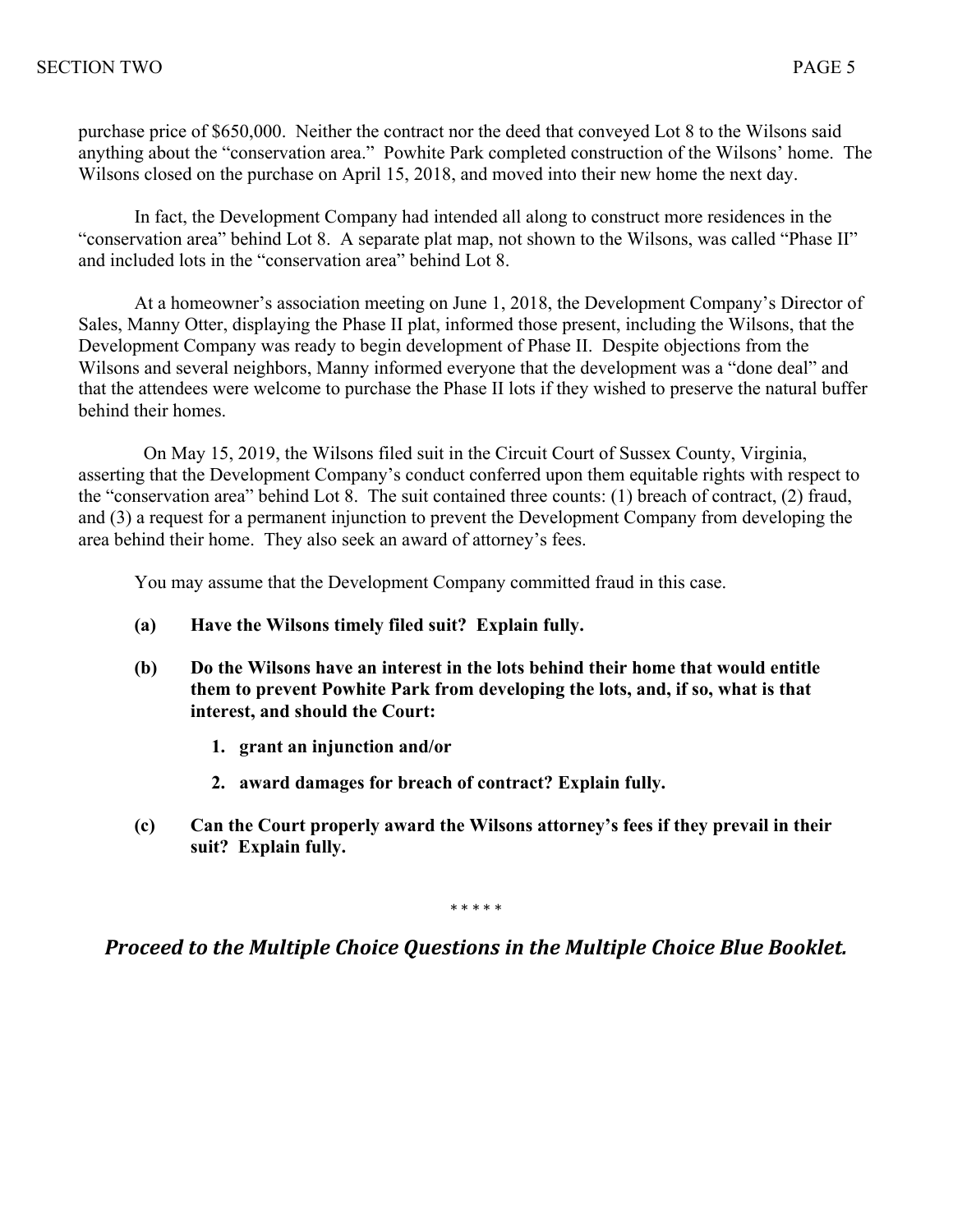purchase price of $650,000. Neither the contract nor the deed that conveyed Lot 8 to the Wilsons said anything about the "conservation area." Powhite Park completed construction of the Wilsons' home. The Wilsons closed on the purchase on April 15, 2018, and moved into their new home the next day.

In fact, the Development Company had intended all along to construct more residences in the "conservation area" behind Lot 8. A separate plat map, not shown to the Wilsons, was called "Phase II" and included lots in the "conservation area" behind Lot 8.

At a homeowner's association meeting on June 1, 2018, the Development Company's Director of Sales, Manny Otter, displaying the Phase II plat, informed those present, including the Wilsons, that the Development Company was ready to begin development of Phase II. Despite objections from the Wilsons and several neighbors, Manny informed everyone that the development was a "done deal" and that the attendees were welcome to purchase the Phase II lots if they wished to preserve the natural buffer behind their homes.

On May 15, 2019, the Wilsons filed suit in the Circuit Court of Sussex County, Virginia, asserting that the Development Company's conduct conferred upon them equitable rights with respect to the "conservation area" behind Lot 8. The suit contained three counts: (1) breach of contract, (2) fraud, and (3) a request for a permanent injunction to prevent the Development Company from developing the area behind their home. They also seek an award of attorney's fees.

You may assume that the Development Company committed fraud in this case.

**(a) Have the Wilsons timely filed suit? Explain fully.**

**(b) Do the Wilsons have an interest in the lots behind their home that would entitle them to prevent Powhite Park from developing the lots, and, if so, what is that interest, and should the Court:**

1. **grant an injunction and/or**
2. **award damages for breach of contract? Explain fully.**

**(c) Can the Court properly award the Wilsons attorney's fees if they prevail in their suit? Explain fully.**

\* \* \* \* \*

***Proceed to the Multiple Choice Questions in the Multiple Choice Blue Booklet.***